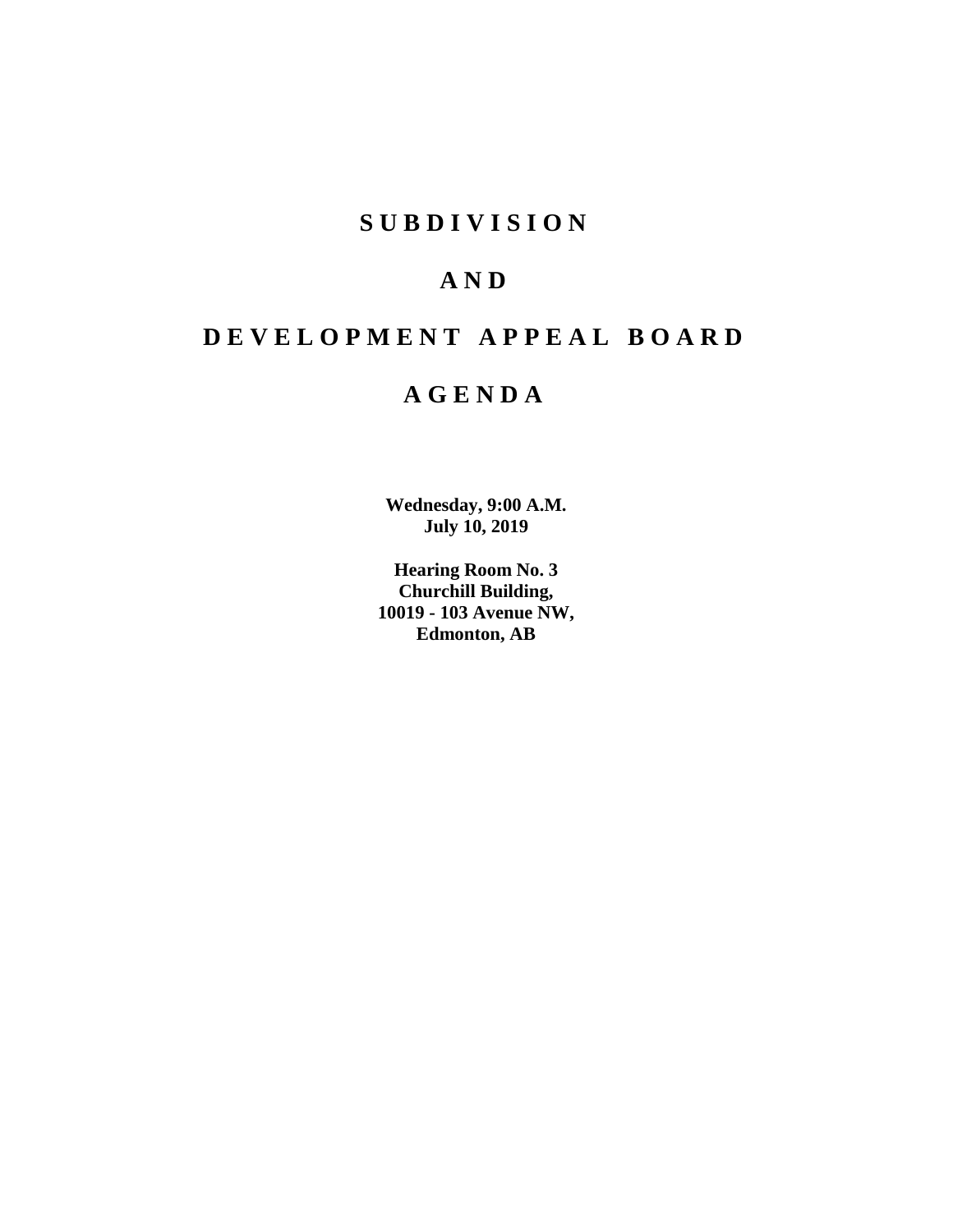# S U B D I V I S I O N

# A N D

# D E V E L O P M E N T   A P P E A L   B O A R D

# A G E N D A

**Wednesday, 9:00 A.M.**
**July 10, 2019**

**Hearing Room No. 3**
**Churchill Building,**
**10019 - 103 Avenue NW,**
**Edmonton, AB**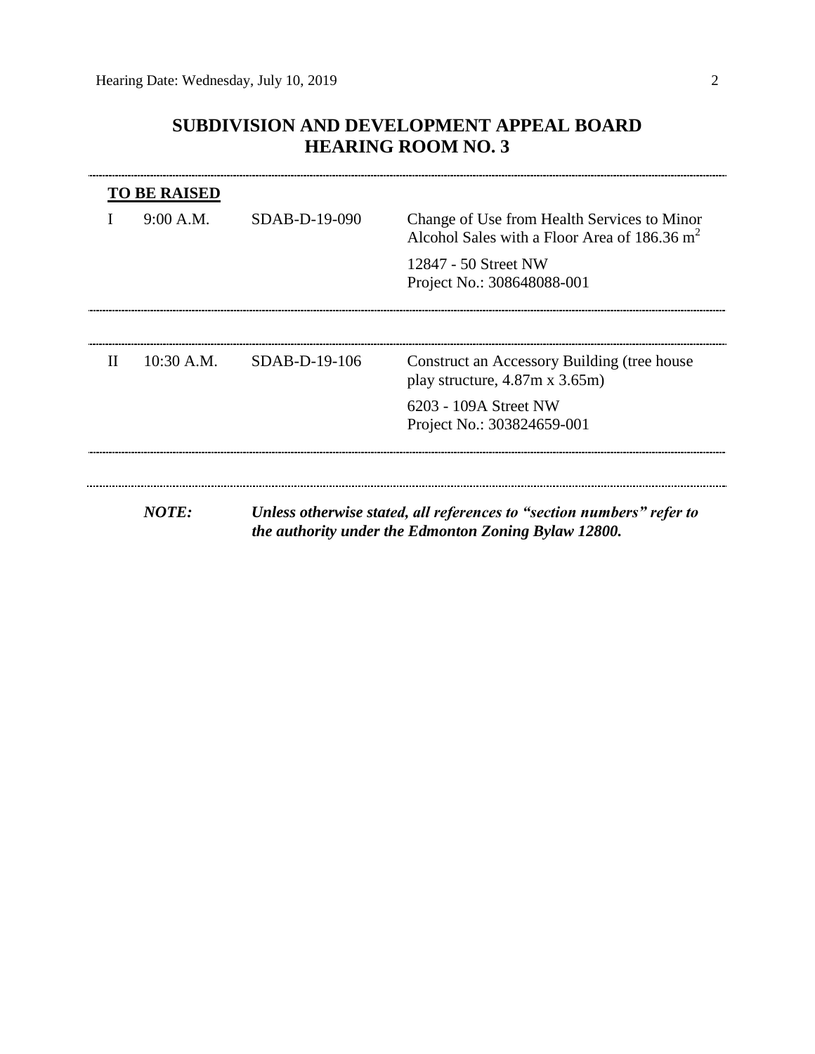## SUBDIVISION AND DEVELOPMENT APPEAL BOARD
## HEARING ROOM NO. 3

**TO BE RAISED**

| | | | |
|---|---|---|---|
| I | 9:00 A.M. | SDAB-D-19-090 | Change of Use from Health Services to Minor Alcohol Sales with a Floor Area of 186.36 $m^2$<br><br>12847 - 50 Street NW<br>Project No.: 308648088-001 |
| II | 10:30 A.M. | SDAB-D-19-106 | Construct an Accessory Building (tree house play structure, 4.87m x 3.65m)<br><br>6203 - 109A Street NW<br>Project No.: 303824659-001 |

***NOTE:*** ***Unless otherwise stated, all references to "section numbers" refer to the authority under the Edmonton Zoning Bylaw 12800.***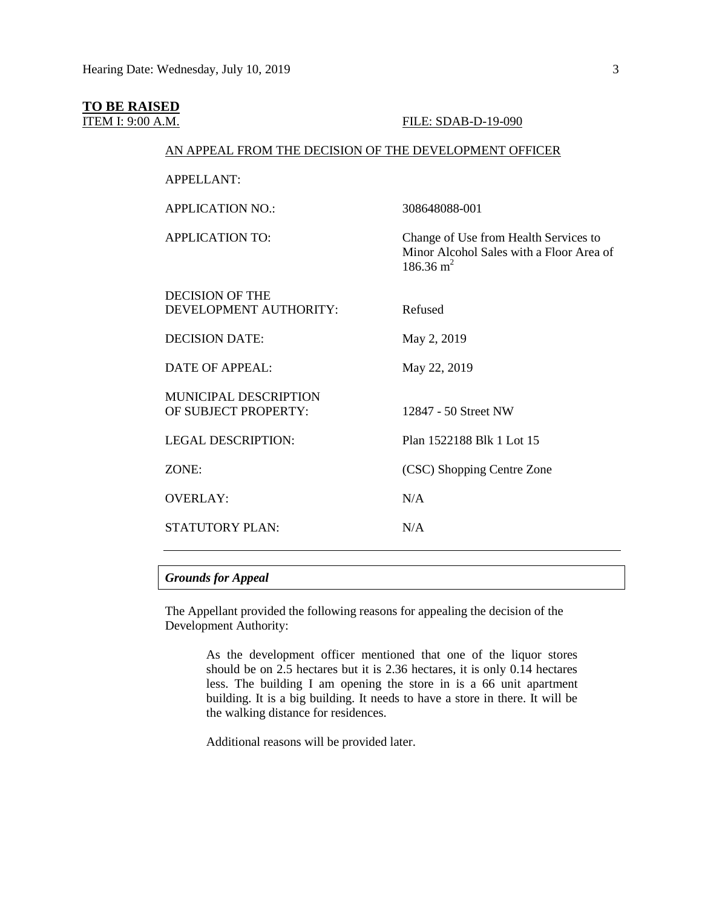**TO BE RAISED**

ITEM I: 9:00 A.M. FILE: SDAB-D-19-090

AN APPEAL FROM THE DECISION OF THE DEVELOPMENT OFFICER

| | |
|---|---|
| APPELLANT: | |
| APPLICATION NO.: | 308648088-001 |
| APPLICATION TO: | Change of Use from Health Services to Minor Alcohol Sales with a Floor Area of 186.36 $m^2$ |
| DECISION OF THE DEVELOPMENT AUTHORITY: | Refused |
| DECISION DATE: | May 2, 2019 |
| DATE OF APPEAL: | May 22, 2019 |
| MUNICIPAL DESCRIPTION OF SUBJECT PROPERTY: | 12847 - 50 Street NW |
| LEGAL DESCRIPTION: | Plan 1522188 Blk 1 Lot 15 |
| ZONE: | (CSC) Shopping Centre Zone |
| OVERLAY: | N/A |
| STATUTORY PLAN: | N/A |

***Grounds for Appeal***

The Appellant provided the following reasons for appealing the decision of the Development Authority:

> As the development officer mentioned that one of the liquor stores should be on 2.5 hectares but it is 2.36 hectares, it is only 0.14 hectares less. The building I am opening the store in is a 66 unit apartment building. It is a big building. It needs to have a store in there. It will be the walking distance for residences.
>
> Additional reasons will be provided later.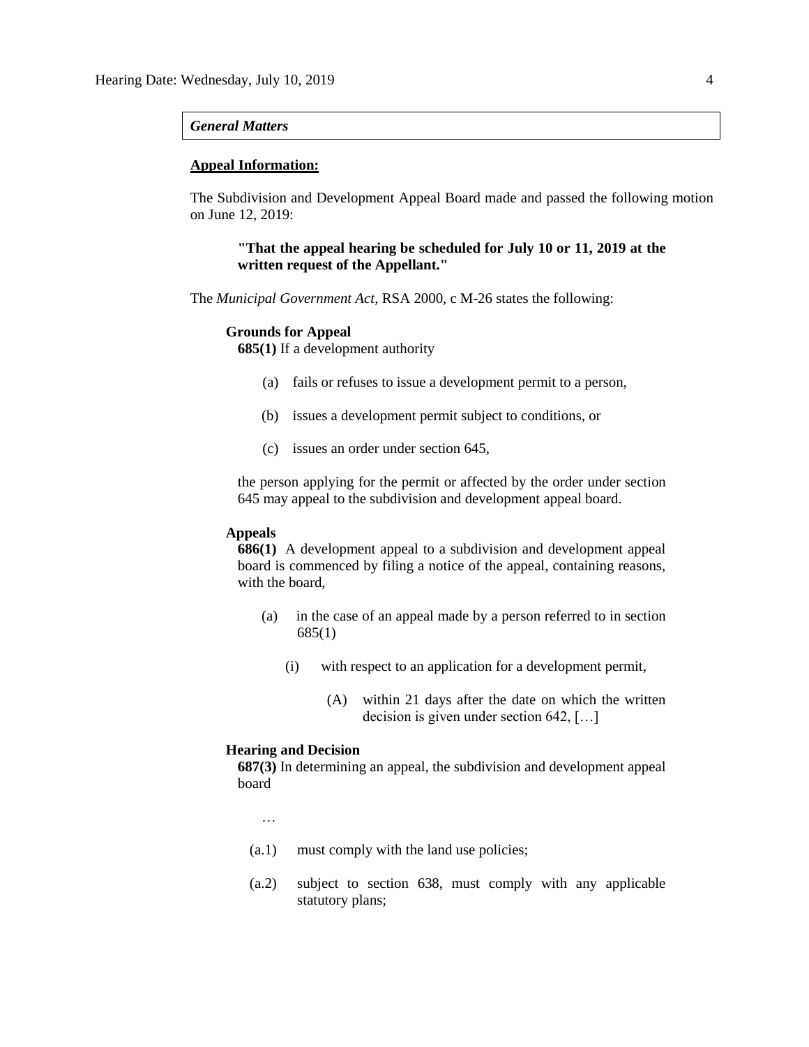***General Matters***

**Appeal Information:**

The Subdivision and Development Appeal Board made and passed the following motion on June 12, 2019:

> **"That the appeal hearing be scheduled for July 10 or 11, 2019 at the written request of the Appellant."**

The *Municipal Government Act*, RSA 2000, c M-26 states the following:

**Grounds for Appeal**

**685(1)** If a development authority

- (a) fails or refuses to issue a development permit to a person,
- (b) issues a development permit subject to conditions, or
- (c) issues an order under section 645,

the person applying for the permit or affected by the order under section 645 may appeal to the subdivision and development appeal board.

**Appeals**

**686(1)** A development appeal to a subdivision and development appeal board is commenced by filing a notice of the appeal, containing reasons, with the board,

- (a) in the case of an appeal made by a person referred to in section 685(1)
  - (i) with respect to an application for a development permit,
    - (A) within 21 days after the date on which the written decision is given under section 642, […]

**Hearing and Decision**

**687(3)** In determining an appeal, the subdivision and development appeal board

…

- (a.1) must comply with the land use policies;
- (a.2) subject to section 638, must comply with any applicable statutory plans;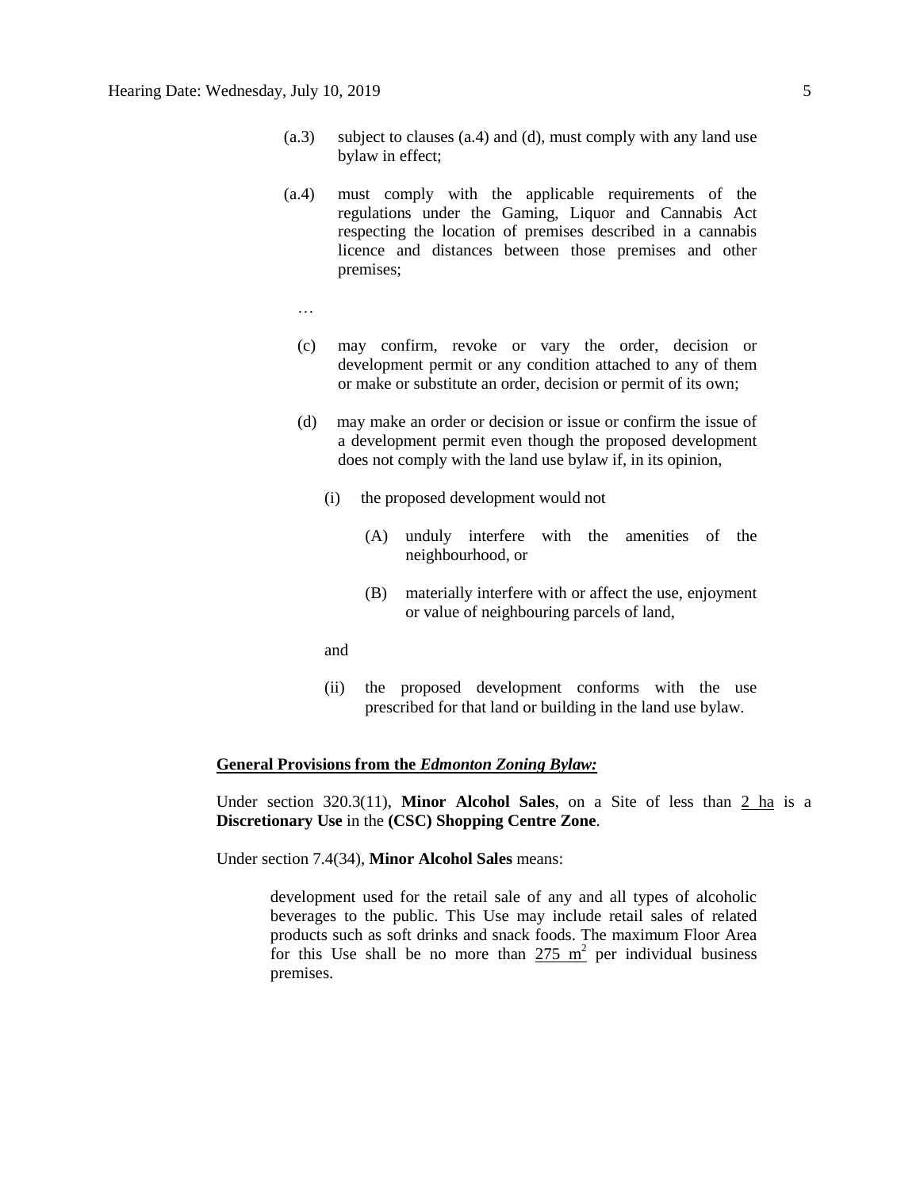(a.3) subject to clauses (a.4) and (d), must comply with any land use bylaw in effect;

(a.4) must comply with the applicable requirements of the regulations under the Gaming, Liquor and Cannabis Act respecting the location of premises described in a cannabis licence and distances between those premises and other premises;

…

(c) may confirm, revoke or vary the order, decision or development permit or any condition attached to any of them or make or substitute an order, decision or permit of its own;

(d) may make an order or decision or issue or confirm the issue of a development permit even though the proposed development does not comply with the land use bylaw if, in its opinion,

(i) the proposed development would not

(A) unduly interfere with the amenities of the neighbourhood, or

(B) materially interfere with or affect the use, enjoyment or value of neighbouring parcels of land,

and

(ii) the proposed development conforms with the use prescribed for that land or building in the land use bylaw.

**General Provisions from the *Edmonton Zoning Bylaw:***

Under section 320.3(11), **Minor Alcohol Sales**, on a Site of less than 2 ha is a **Discretionary Use** in the **(CSC) Shopping Centre Zone**.

Under section 7.4(34), **Minor Alcohol Sales** means:

> development used for the retail sale of any and all types of alcoholic beverages to the public. This Use may include retail sales of related products such as soft drinks and snack foods. The maximum Floor Area for this Use shall be no more than 275 $m^2$ per individual business premises.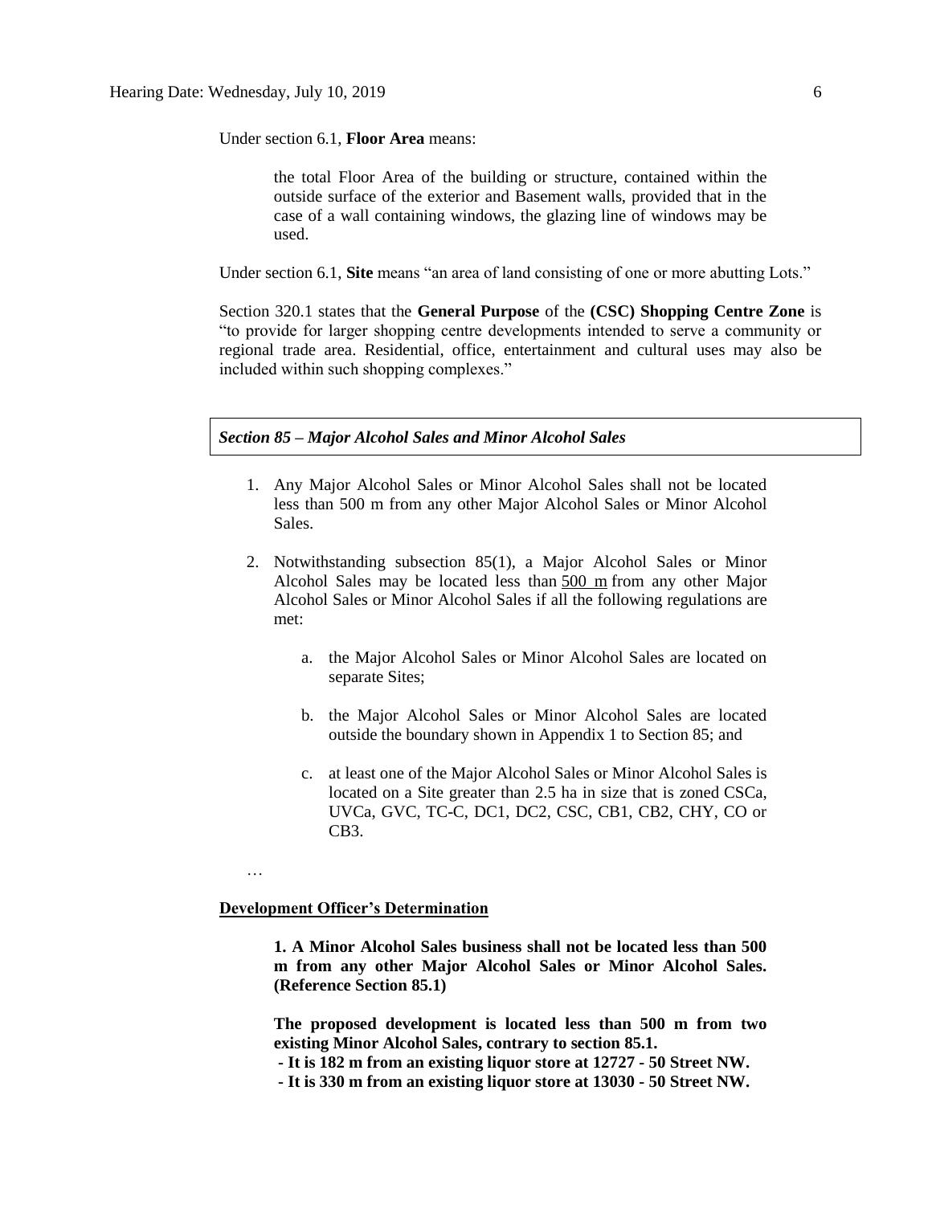Under section 6.1, **Floor Area** means:

> the total Floor Area of the building or structure, contained within the outside surface of the exterior and Basement walls, provided that in the case of a wall containing windows, the glazing line of windows may be used.

Under section 6.1, **Site** means "an area of land consisting of one or more abutting Lots."

Section 320.1 states that the **General Purpose** of the **(CSC) Shopping Centre Zone** is "to provide for larger shopping centre developments intended to serve a community or regional trade area. Residential, office, entertainment and cultural uses may also be included within such shopping complexes."

***Section 85 – Major Alcohol Sales and Minor Alcohol Sales***

1. Any Major Alcohol Sales or Minor Alcohol Sales shall not be located less than 500 m from any other Major Alcohol Sales or Minor Alcohol Sales.
2. Notwithstanding subsection 85(1), a Major Alcohol Sales or Minor Alcohol Sales may be located less than 500 m from any other Major Alcohol Sales or Minor Alcohol Sales if all the following regulations are met:
   a. the Major Alcohol Sales or Minor Alcohol Sales are located on separate Sites;
   b. the Major Alcohol Sales or Minor Alcohol Sales are located outside the boundary shown in Appendix 1 to Section 85; and
   c. at least one of the Major Alcohol Sales or Minor Alcohol Sales is located on a Site greater than 2.5 ha in size that is zoned CSCa, UVCa, GVC, TC-C, DC1, DC2, CSC, CB1, CB2, CHY, CO or CB3.

…

**Development Officer's Determination**

> **1. A Minor Alcohol Sales business shall not be located less than 500 m from any other Major Alcohol Sales or Minor Alcohol Sales. (Reference Section 85.1)**
>
> **The proposed development is located less than 500 m from two existing Minor Alcohol Sales, contrary to section 85.1.**
> **- It is 182 m from an existing liquor store at 12727 - 50 Street NW.**
> **- It is 330 m from an existing liquor store at 13030 - 50 Street NW.**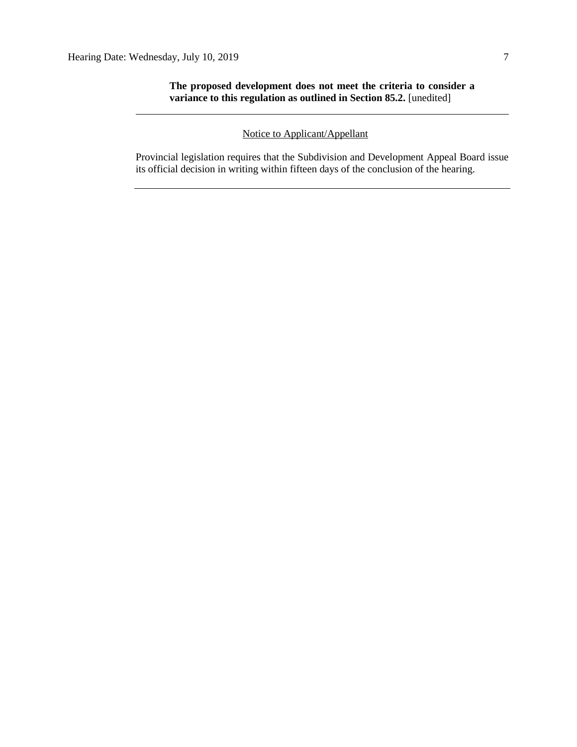**The proposed development does not meet the criteria to consider a variance to this regulation as outlined in Section 85.2.** [unedited]

---

Notice to Applicant/Appellant

Provincial legislation requires that the Subdivision and Development Appeal Board issue its official decision in writing within fifteen days of the conclusion of the hearing.

---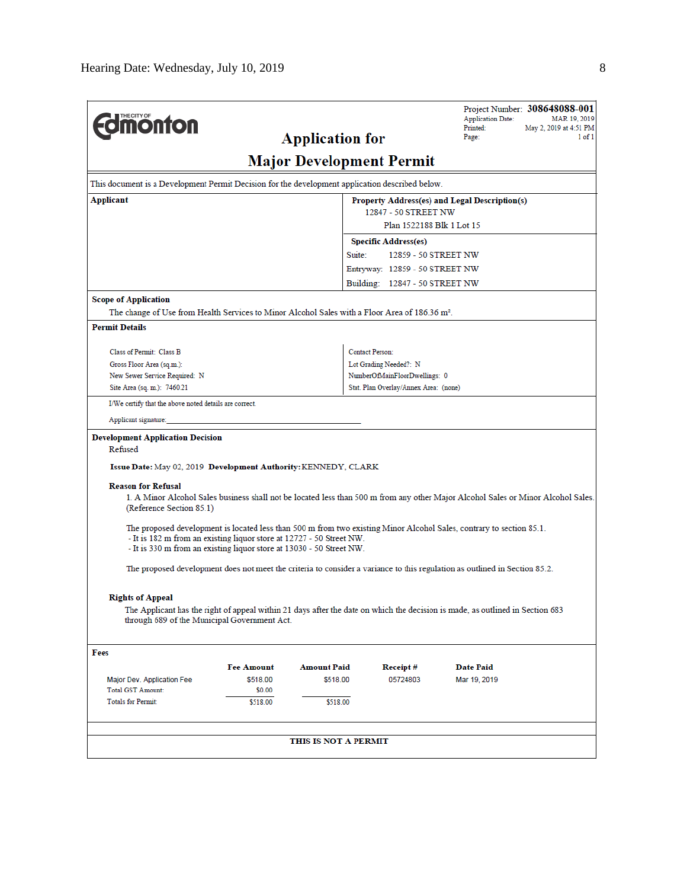**Edmonton**

Project Number: **308648088-001**
Application Date: MAR 19, 2019
Printed: May 2, 2019 at 4:51 PM
Page: 1 of 1

# Application for Major Development Permit

This document is a Development Permit Decision for the development application described below.

| Applicant | Property Address(es) and Legal Description(s) |
|---|---|
| | 12847 - 50 STREET NW<br>Plan 1522188 Blk 1 Lot 15 |
| | **Specific Address(es)**<br>Suite: 12859 - 50 STREET NW<br>Entryway: 12859 - 50 STREET NW<br>Building: 12847 - 50 STREET NW |

**Scope of Application**

The change of Use from Health Services to Minor Alcohol Sales with a Floor Area of 186.36 m².

**Permit Details**

| | |
|---|---|
| Class of Permit: Class B | Contact Person: |
| Gross Floor Area (sq.m.): | Lot Grading Needed?: N |
| New Sewer Service Required: N | NumberOfMainFloorDwellings: 0 |
| Site Area (sq. m.): 7460.21 | Stat. Plan Overlay/Annex Area: (none) |

I/We certify that the above noted details are correct.

Applicant signature:___________________________

**Development Application Decision**

Refused

**Issue Date:** May 02, 2019 **Development Authority:** KENNEDY, CLARK

**Reason for Refusal**

1. A Minor Alcohol Sales business shall not be located less than 500 m from any other Major Alcohol Sales or Minor Alcohol Sales. (Reference Section 85.1)

The proposed development is located less than 500 m from two existing Minor Alcohol Sales, contrary to section 85.1.
- It is 182 m from an existing liquor store at 12727 - 50 Street NW.
- It is 330 m from an existing liquor store at 13030 - 50 Street NW.

The proposed development does not meet the criteria to consider a variance to this regulation as outlined in Section 85.2.

**Rights of Appeal**

The Applicant has the right of appeal within 21 days after the date on which the decision is made, as outlined in Section 683 through 689 of the Municipal Government Act.

**Fees**

| | Fee Amount | Amount Paid | Receipt # | Date Paid |
|---|---|---|---|---|
| Major Dev. Application Fee | $518.00 | $518.00 | 05724803 | Mar 19, 2019 |
| Total GST Amount: | $0.00 | | | |
| Totals for Permit: | $518.00 | $518.00 | | |

**THIS IS NOT A PERMIT**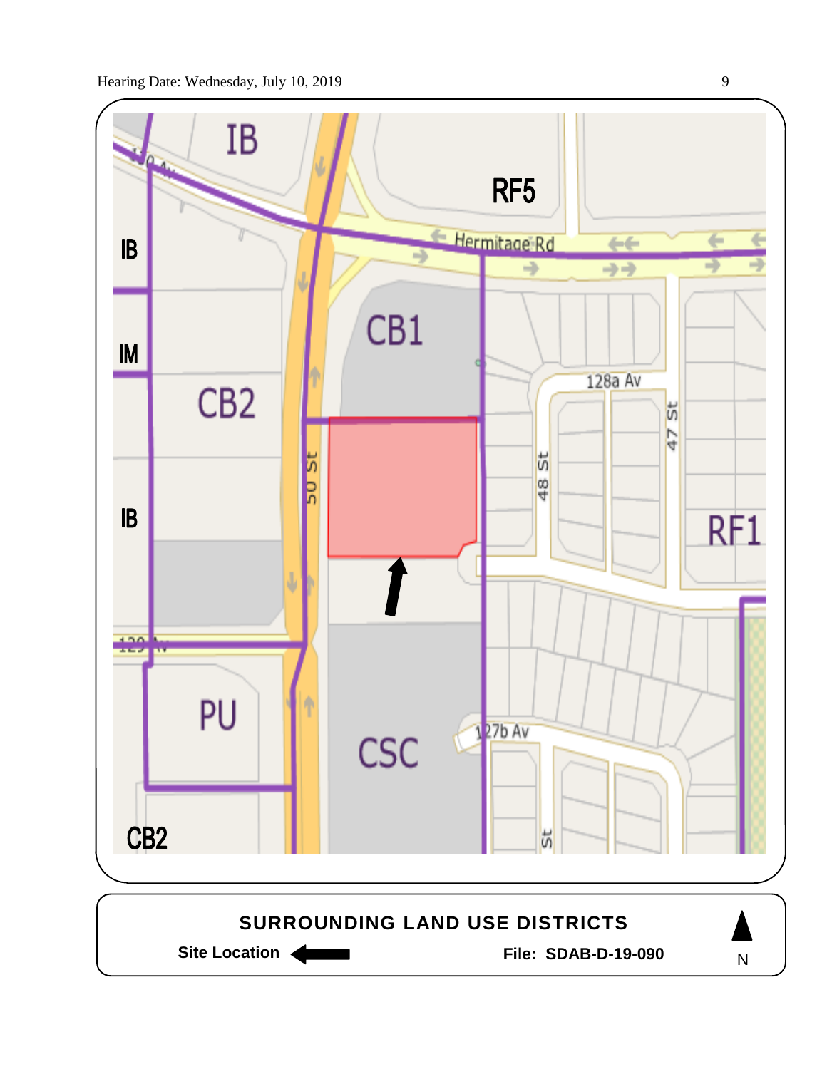IB

RF5

IB

Hermitage Rd

CB1

IM

128a Av

CB2

47 St

50 St

48 St

IB

RF1

PU

127b Av

CSC

CB2

St

**SURROUNDING LAND USE DISTRICTS**

**Site Location** ←

**File: SDAB-D-19-090**

N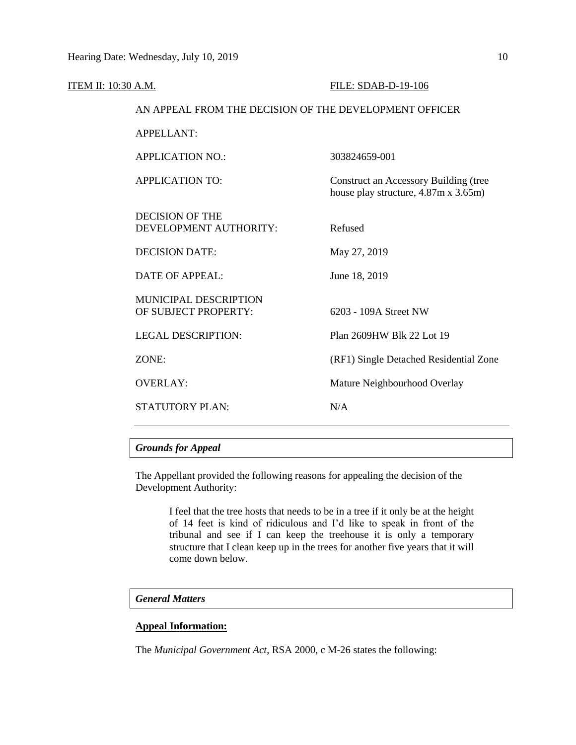ITEM II: 10:30 A.M. FILE: SDAB-D-19-106

AN APPEAL FROM THE DECISION OF THE DEVELOPMENT OFFICER

| | |
|---|---|
| APPELLANT: | |
| APPLICATION NO.: | 303824659-001 |
| APPLICATION TO: | Construct an Accessory Building (tree house play structure, 4.87m x 3.65m) |
| DECISION OF THE DEVELOPMENT AUTHORITY: | Refused |
| DECISION DATE: | May 27, 2019 |
| DATE OF APPEAL: | June 18, 2019 |
| MUNICIPAL DESCRIPTION OF SUBJECT PROPERTY: | 6203 - 109A Street NW |
| LEGAL DESCRIPTION: | Plan 2609HW Blk 22 Lot 19 |
| ZONE: | (RF1) Single Detached Residential Zone |
| OVERLAY: | Mature Neighbourhood Overlay |
| STATUTORY PLAN: | N/A |

***Grounds for Appeal***

The Appellant provided the following reasons for appealing the decision of the Development Authority:

> I feel that the tree hosts that needs to be in a tree if it only be at the height of 14 feet is kind of ridiculous and I'd like to speak in front of the tribunal and see if I can keep the treehouse it is only a temporary structure that I clean keep up in the trees for another five years that it will come down below.

***General Matters***

**Appeal Information:**

The *Municipal Government Act*, RSA 2000, c M-26 states the following: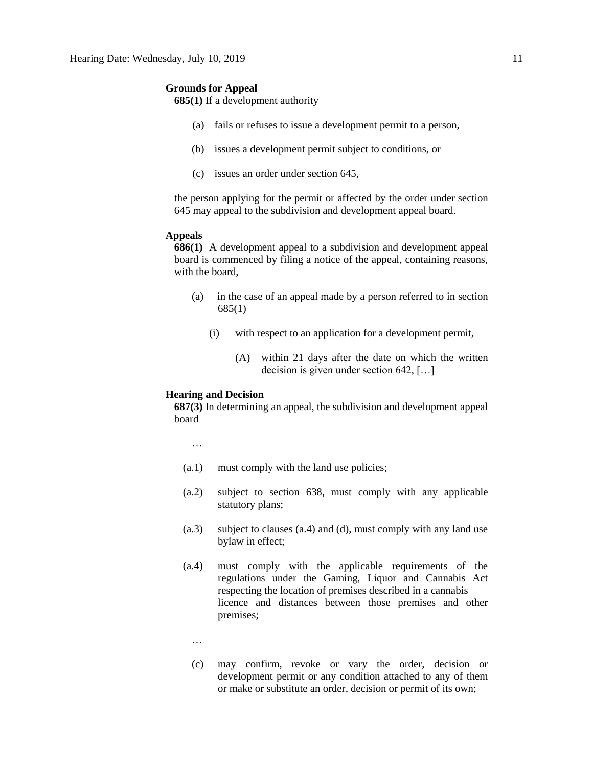**Grounds for Appeal**

**685(1)** If a development authority

(a) fails or refuses to issue a development permit to a person,

(b) issues a development permit subject to conditions, or

(c) issues an order under section 645,

the person applying for the permit or affected by the order under section 645 may appeal to the subdivision and development appeal board.

**Appeals**

**686(1)** A development appeal to a subdivision and development appeal board is commenced by filing a notice of the appeal, containing reasons, with the board,

(a) in the case of an appeal made by a person referred to in section 685(1)

(i) with respect to an application for a development permit,

(A) within 21 days after the date on which the written decision is given under section 642, […]

**Hearing and Decision**

**687(3)** In determining an appeal, the subdivision and development appeal board

…

(a.1) must comply with the land use policies;

(a.2) subject to section 638, must comply with any applicable statutory plans;

(a.3) subject to clauses (a.4) and (d), must comply with any land use bylaw in effect;

(a.4) must comply with the applicable requirements of the regulations under the Gaming, Liquor and Cannabis Act respecting the location of premises described in a cannabis licence and distances between those premises and other premises;

…

(c) may confirm, revoke or vary the order, decision or development permit or any condition attached to any of them or make or substitute an order, decision or permit of its own;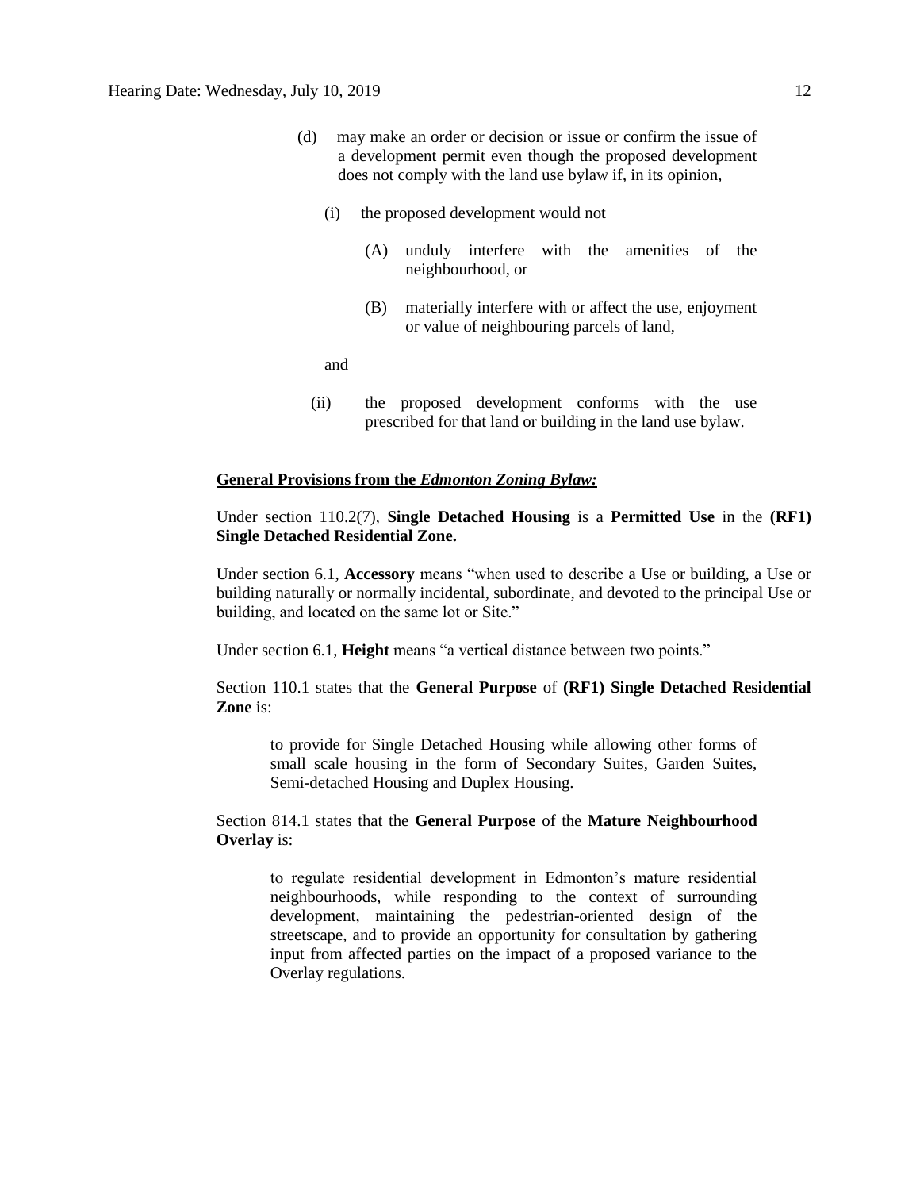(d) may make an order or decision or issue or confirm the issue of a development permit even though the proposed development does not comply with the land use bylaw if, in its opinion,

(i) the proposed development would not

(A) unduly interfere with the amenities of the neighbourhood, or

(B) materially interfere with or affect the use, enjoyment or value of neighbouring parcels of land,

and

(ii) the proposed development conforms with the use prescribed for that land or building in the land use bylaw.

**General Provisions from the *Edmonton Zoning Bylaw:***

Under section 110.2(7), **Single Detached Housing** is a **Permitted Use** in the **(RF1) Single Detached Residential Zone.**

Under section 6.1, **Accessory** means "when used to describe a Use or building, a Use or building naturally or normally incidental, subordinate, and devoted to the principal Use or building, and located on the same lot or Site."

Under section 6.1, **Height** means "a vertical distance between two points."

Section 110.1 states that the **General Purpose** of **(RF1) Single Detached Residential Zone** is:

> to provide for Single Detached Housing while allowing other forms of small scale housing in the form of Secondary Suites, Garden Suites, Semi-detached Housing and Duplex Housing.

Section 814.1 states that the **General Purpose** of the **Mature Neighbourhood Overlay** is:

> to regulate residential development in Edmonton's mature residential neighbourhoods, while responding to the context of surrounding development, maintaining the pedestrian-oriented design of the streetscape, and to provide an opportunity for consultation by gathering input from affected parties on the impact of a proposed variance to the Overlay regulations.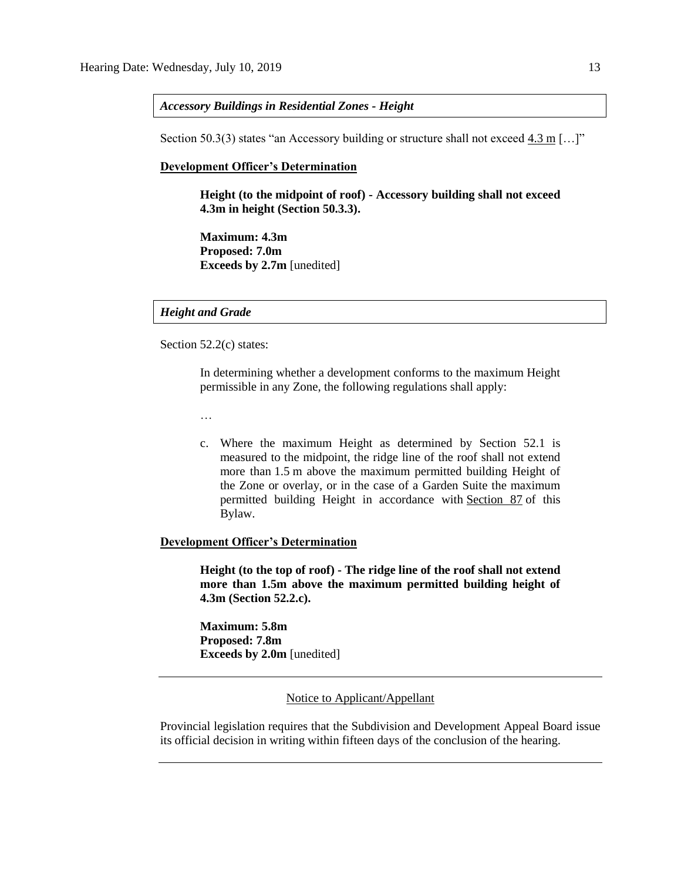***Accessory Buildings in Residential Zones - Height***

Section 50.3(3) states "an Accessory building or structure shall not exceed 4.3 m […]"

**Development Officer's Determination**

> **Height (to the midpoint of roof) - Accessory building shall not exceed 4.3m in height (Section 50.3.3).**
>
> **Maximum: 4.3m**
> **Proposed: 7.0m**
> **Exceeds by 2.7m** [unedited]

***Height and Grade***

Section 52.2(c) states:

> In determining whether a development conforms to the maximum Height permissible in any Zone, the following regulations shall apply:
>
> …
>
> c. Where the maximum Height as determined by Section 52.1 is measured to the midpoint, the ridge line of the roof shall not extend more than 1.5 m above the maximum permitted building Height of the Zone or overlay, or in the case of a Garden Suite the maximum permitted building Height in accordance with Section 87 of this Bylaw.

**Development Officer's Determination**

> **Height (to the top of roof) - The ridge line of the roof shall not extend more than 1.5m above the maximum permitted building height of 4.3m (Section 52.2.c).**
>
> **Maximum: 5.8m**
> **Proposed: 7.8m**
> **Exceeds by 2.0m** [unedited]

---

Notice to Applicant/Appellant

Provincial legislation requires that the Subdivision and Development Appeal Board issue its official decision in writing within fifteen days of the conclusion of the hearing.

---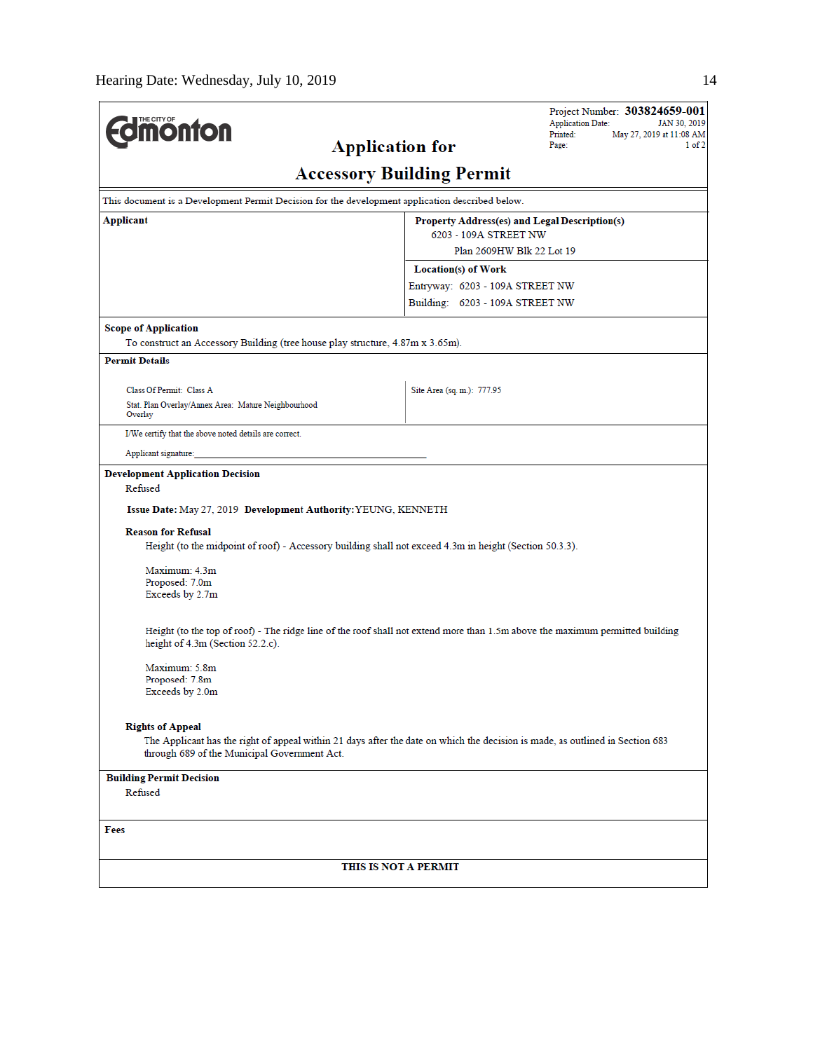**Edmonton**

# Application for Accessory Building Permit

Project Number: **303824659-001**
Application Date: JAN 30, 2019
Printed: May 27, 2019 at 11:08 AM
Page: 1 of 2

This document is a Development Permit Decision for the development application described below.

| **Applicant** | **Property Address(es) and Legal Description(s)** |
|---|---|
| | 6203 - 109A STREET NW<br>Plan 2609HW Blk 22 Lot 19 |
| | **Location(s) of Work**<br>Entryway: 6203 - 109A STREET NW<br>Building: 6203 - 109A STREET NW |

**Scope of Application**

To construct an Accessory Building (tree house play structure, 4.87m x 3.65m).

**Permit Details**

| | |
|---|---|
| Class Of Permit: Class A<br>Stat. Plan Overlay/Annex Area: Mature Neighbourhood Overlay | Site Area (sq. m.): 777.95 |

I/We certify that the above noted details are correct.

Applicant signature: ____________________

**Development Application Decision**

Refused

**Issue Date:** May 27, 2019 **Development Authority:** YEUNG, KENNETH

**Reason for Refusal**

Height (to the midpoint of roof) - Accessory building shall not exceed 4.3m in height (Section 50.3.3).

Maximum: 4.3m
Proposed: 7.0m
Exceeds by 2.7m

Height (to the top of roof) - The ridge line of the roof shall not extend more than 1.5m above the maximum permitted building height of 4.3m (Section 52.2.c).

Maximum: 5.8m
Proposed: 7.8m
Exceeds by 2.0m

**Rights of Appeal**

The Applicant has the right of appeal within 21 days after the date on which the decision is made, as outlined in Section 683 through 689 of the Municipal Government Act.

**Building Permit Decision**

Refused

**Fees**

**THIS IS NOT A PERMIT**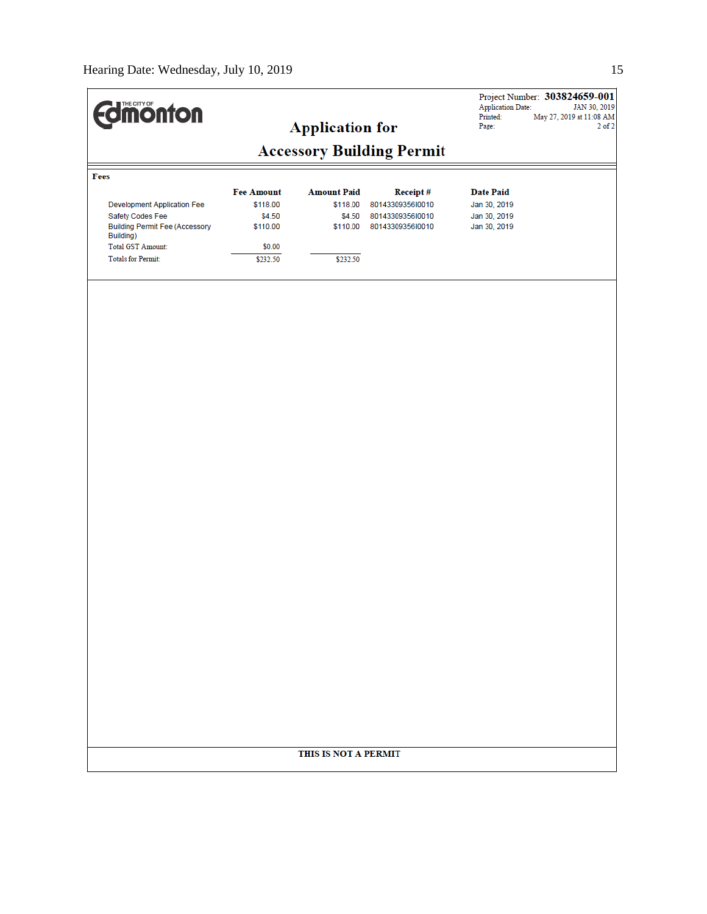THE CITY OF Edmonton

# Application for Accessory Building Permit

Project Number: **303824659-001**
Application Date: JAN 30, 2019
Printed: May 27, 2019 at 11:08 AM
Page: 2 of 2

**Fees**

| | Fee Amount | Amount Paid | Receipt # | Date Paid |
|---|---|---|---|---|
| Development Application Fee | $118.00 | $118.00 | 801433093561001O | Jan 30, 2019 |
| Safety Codes Fee | $4.50 | $4.50 | 801433093561001O | Jan 30, 2019 |
| Building Permit Fee (Accessory Building) | $110.00 | $110.00 | 801433093561001O | Jan 30, 2019 |
| Total GST Amount: | $0.00 | | | |
| Totals for Permit: | $232.50 | $232.50 | | |

**THIS IS NOT A PERMIT**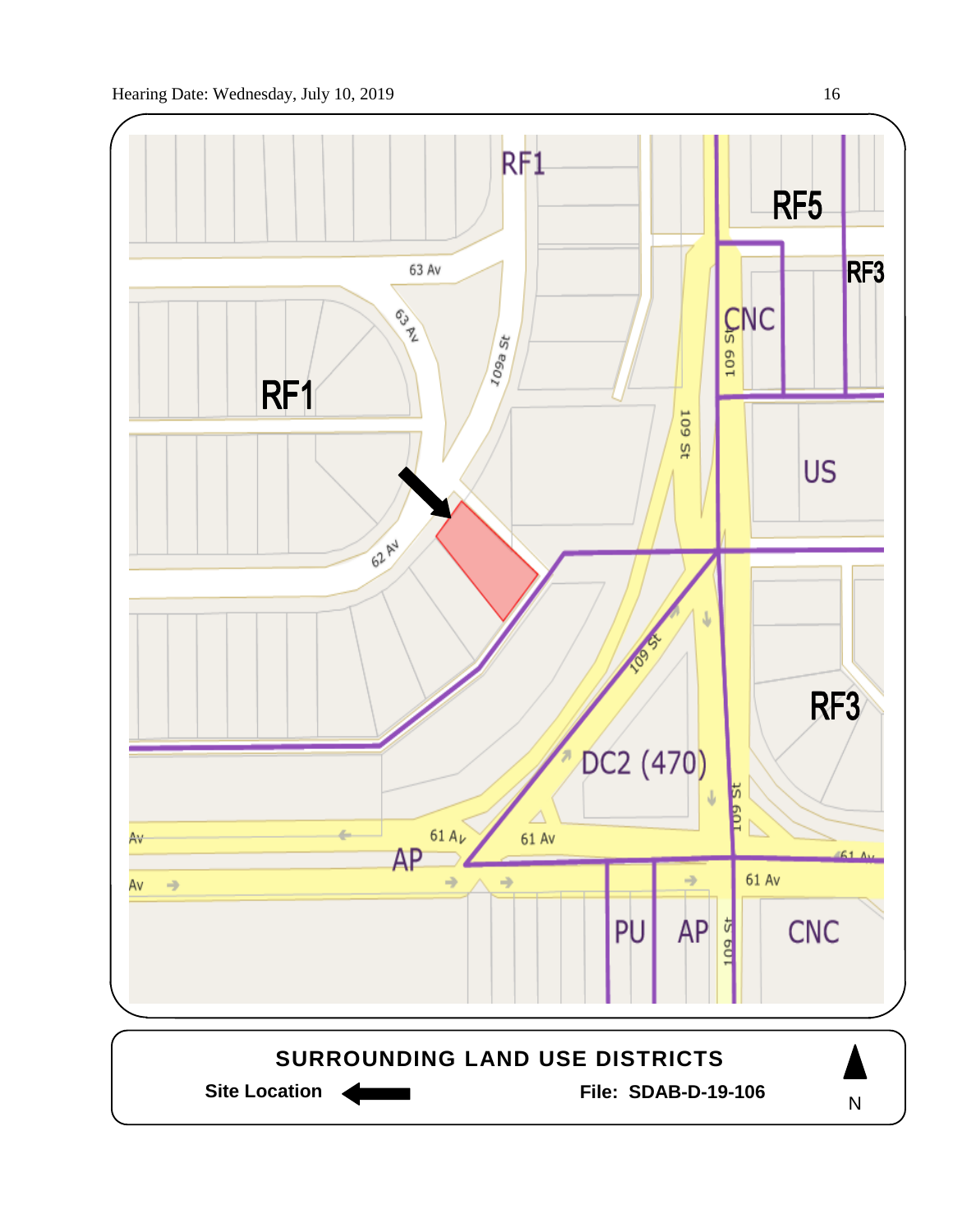RF1

RF5

RF3

63 Av

63 Av

109a St

CNC

109 St

RF1

109 St

US

62 Av

109 St

RF3

DC2 (470)

Av

61 Av

61 Av

109 St

61 Av

Av

AP

61 Av

PU

AP

109 St

CNC

**SURROUNDING LAND USE DISTRICTS**

**Site Location**

**File: SDAB-D-19-106**

N